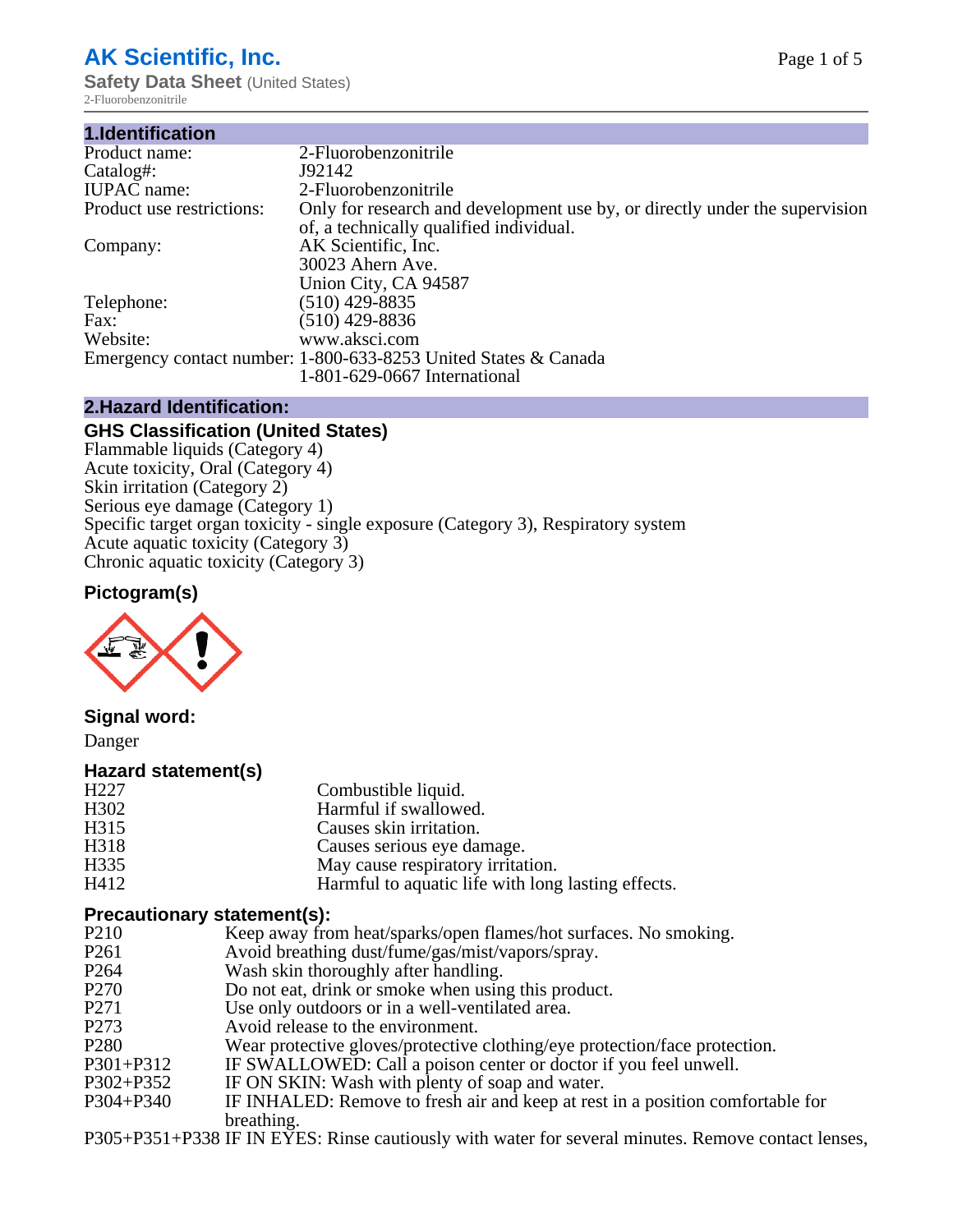# AK Scientific, Inc.

**Safety Data Sheet** (United States)

2-Fluorobenzonitrile

## 1.Identification

| | |
|---|---|
| Product name: | 2-Fluorobenzonitrile |
| Catalog#: | J92142 |
| IUPAC name: | 2-Fluorobenzonitrile |
| Product use restrictions: | Only for research and development use by, or directly under the supervision of, a technically qualified individual. |
| Company: | AK Scientific, Inc.<br>30023 Ahern Ave.<br>Union City, CA 94587 |
| Telephone: | (510) 429-8835 |
| Fax: | (510) 429-8836 |
| Website: | www.aksci.com |
| Emergency contact number: | 1-800-633-8253 United States & Canada<br>1-801-629-0667 International |

## 2.Hazard Identification:

### GHS Classification (United States)

Flammable liquids (Category 4)
Acute toxicity, Oral (Category 4)
Skin irritation (Category 2)
Serious eye damage (Category 1)
Specific target organ toxicity - single exposure (Category 3), Respiratory system
Acute aquatic toxicity (Category 3)
Chronic aquatic toxicity (Category 3)

### Pictogram(s)

### Signal word:

Danger

### Hazard statement(s)

| | |
|---|---|
| H227 | Combustible liquid. |
| H302 | Harmful if swallowed. |
| H315 | Causes skin irritation. |
| H318 | Causes serious eye damage. |
| H335 | May cause respiratory irritation. |
| H412 | Harmful to aquatic life with long lasting effects. |

### Precautionary statement(s):

| | |
|---|---|
| P210 | Keep away from heat/sparks/open flames/hot surfaces. No smoking. |
| P261 | Avoid breathing dust/fume/gas/mist/vapors/spray. |
| P264 | Wash skin thoroughly after handling. |
| P270 | Do not eat, drink or smoke when using this product. |
| P271 | Use only outdoors or in a well-ventilated area. |
| P273 | Avoid release to the environment. |
| P280 | Wear protective gloves/protective clothing/eye protection/face protection. |
| P301+P312 | IF SWALLOWED: Call a poison center or doctor if you feel unwell. |
| P302+P352 | IF ON SKIN: Wash with plenty of soap and water. |
| P304+P340 | IF INHALED: Remove to fresh air and keep at rest in a position comfortable for breathing. |
| P305+P351+P338 | IF IN EYES: Rinse cautiously with water for several minutes. Remove contact lenses, |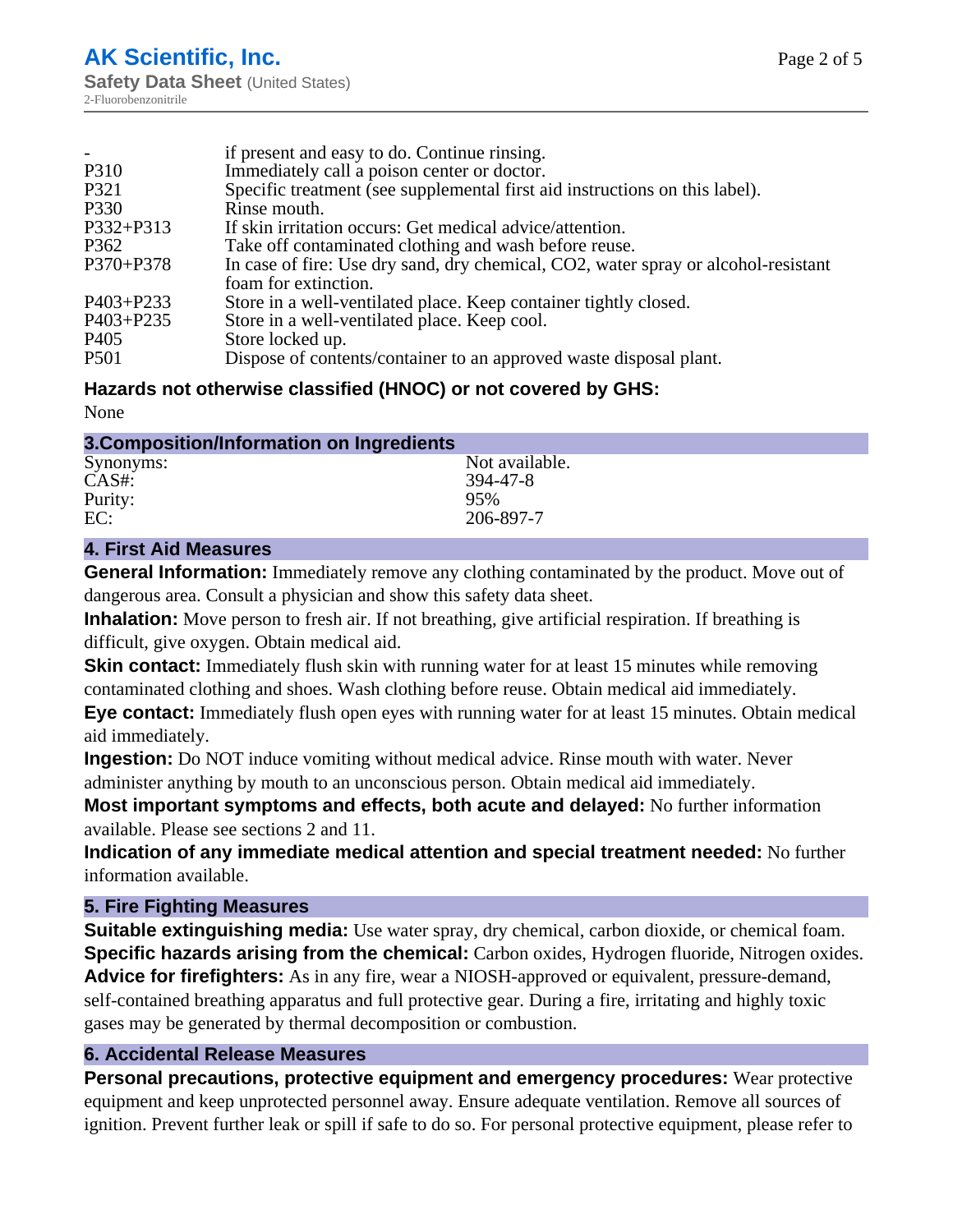| | |
|---|---|
| - | if present and easy to do. Continue rinsing. |
| P310 | Immediately call a poison center or doctor. |
| P321 | Specific treatment (see supplemental first aid instructions on this label). |
| P330 | Rinse mouth. |
| P332+P313 | If skin irritation occurs: Get medical advice/attention. |
| P362 | Take off contaminated clothing and wash before reuse. |
| P370+P378 | In case of fire: Use dry sand, dry chemical, CO2, water spray or alcohol-resistant foam for extinction. |
| P403+P233 | Store in a well-ventilated place. Keep container tightly closed. |
| P403+P235 | Store in a well-ventilated place. Keep cool. |
| P405 | Store locked up. |
| P501 | Dispose of contents/container to an approved waste disposal plant. |

### Hazards not otherwise classified (HNOC) or not covered by GHS:

None

## 3.Composition/Information on Ingredients

| | |
|---|---|
| Synonyms: | Not available. |
| CAS#: | 394-47-8 |
| Purity: | 95% |
| EC: | 206-897-7 |

## 4. First Aid Measures

**General Information:** Immediately remove any clothing contaminated by the product. Move out of dangerous area. Consult a physician and show this safety data sheet.

**Inhalation:** Move person to fresh air. If not breathing, give artificial respiration. If breathing is difficult, give oxygen. Obtain medical aid.

**Skin contact:** Immediately flush skin with running water for at least 15 minutes while removing contaminated clothing and shoes. Wash clothing before reuse. Obtain medical aid immediately.

**Eye contact:** Immediately flush open eyes with running water for at least 15 minutes. Obtain medical aid immediately.

**Ingestion:** Do NOT induce vomiting without medical advice. Rinse mouth with water. Never administer anything by mouth to an unconscious person. Obtain medical aid immediately.

**Most important symptoms and effects, both acute and delayed:** No further information available. Please see sections 2 and 11.

**Indication of any immediate medical attention and special treatment needed:** No further information available.

## 5. Fire Fighting Measures

**Suitable extinguishing media:** Use water spray, dry chemical, carbon dioxide, or chemical foam.

**Specific hazards arising from the chemical:** Carbon oxides, Hydrogen fluoride, Nitrogen oxides.

**Advice for firefighters:** As in any fire, wear a NIOSH-approved or equivalent, pressure-demand, self-contained breathing apparatus and full protective gear. During a fire, irritating and highly toxic gases may be generated by thermal decomposition or combustion.

## 6. Accidental Release Measures

**Personal precautions, protective equipment and emergency procedures:** Wear protective equipment and keep unprotected personnel away. Ensure adequate ventilation. Remove all sources of ignition. Prevent further leak or spill if safe to do so. For personal protective equipment, please refer to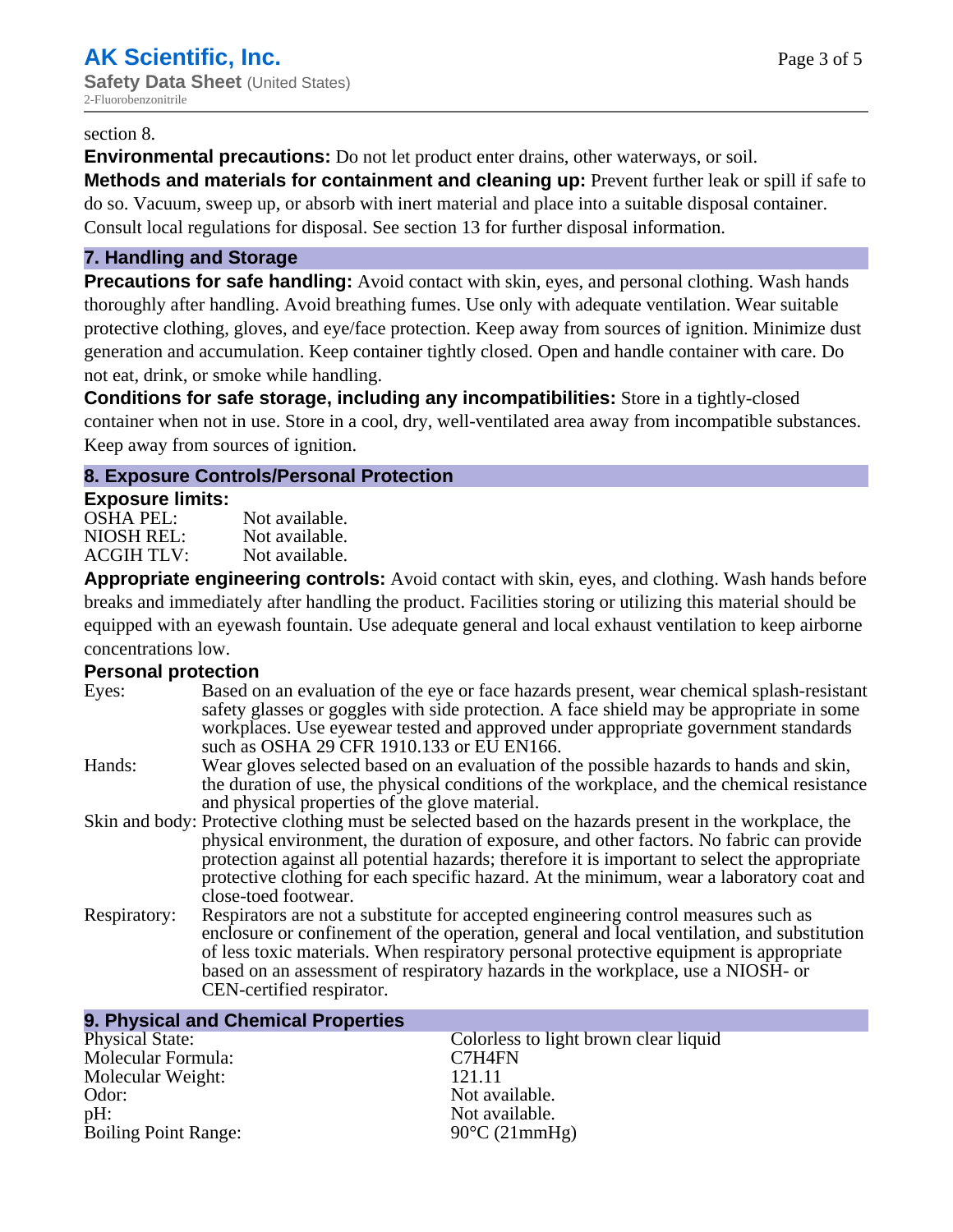section 8.

**Environmental precautions:** Do not let product enter drains, other waterways, or soil.

**Methods and materials for containment and cleaning up:** Prevent further leak or spill if safe to do so. Vacuum, sweep up, or absorb with inert material and place into a suitable disposal container. Consult local regulations for disposal. See section 13 for further disposal information.

## 7. Handling and Storage

**Precautions for safe handling:** Avoid contact with skin, eyes, and personal clothing. Wash hands thoroughly after handling. Avoid breathing fumes. Use only with adequate ventilation. Wear suitable protective clothing, gloves, and eye/face protection. Keep away from sources of ignition. Minimize dust generation and accumulation. Keep container tightly closed. Open and handle container with care. Do not eat, drink, or smoke while handling.

**Conditions for safe storage, including any incompatibilities:** Store in a tightly-closed container when not in use. Store in a cool, dry, well-ventilated area away from incompatible substances. Keep away from sources of ignition.

## 8. Exposure Controls/Personal Protection

### Exposure limits:

| | |
|---|---|
| OSHA PEL: | Not available. |
| NIOSH REL: | Not available. |
| ACGIH TLV: | Not available. |

**Appropriate engineering controls:** Avoid contact with skin, eyes, and clothing. Wash hands before breaks and immediately after handling the product. Facilities storing or utilizing this material should be equipped with an eyewash fountain. Use adequate general and local exhaust ventilation to keep airborne concentrations low.

### Personal protection

| | |
|---|---|
| Eyes: | Based on an evaluation of the eye or face hazards present, wear chemical splash-resistant safety glasses or goggles with side protection. A face shield may be appropriate in some workplaces. Use eyewear tested and approved under appropriate government standards such as OSHA 29 CFR 1910.133 or EU EN166. |
| Hands: | Wear gloves selected based on an evaluation of the possible hazards to hands and skin, the duration of use, the physical conditions of the workplace, and the chemical resistance and physical properties of the glove material. |
| Skin and body: | Protective clothing must be selected based on the hazards present in the workplace, the physical environment, the duration of exposure, and other factors. No fabric can provide protection against all potential hazards; therefore it is important to select the appropriate protective clothing for each specific hazard. At the minimum, wear a laboratory coat and close-toed footwear. |
| Respiratory: | Respirators are not a substitute for accepted engineering control measures such as enclosure or confinement of the operation, general and local ventilation, and substitution of less toxic materials. When respiratory personal protective equipment is appropriate based on an assessment of respiratory hazards in the workplace, use a NIOSH- or CEN-certified respirator. |

## 9. Physical and Chemical Properties

| | |
|---|---|
| Physical State: | Colorless to light brown clear liquid |
| Molecular Formula: | C7H4FN |
| Molecular Weight: | 121.11 |
| Odor: | Not available. |
| pH: | Not available. |
| Boiling Point Range: | 90°C (21mmHg) |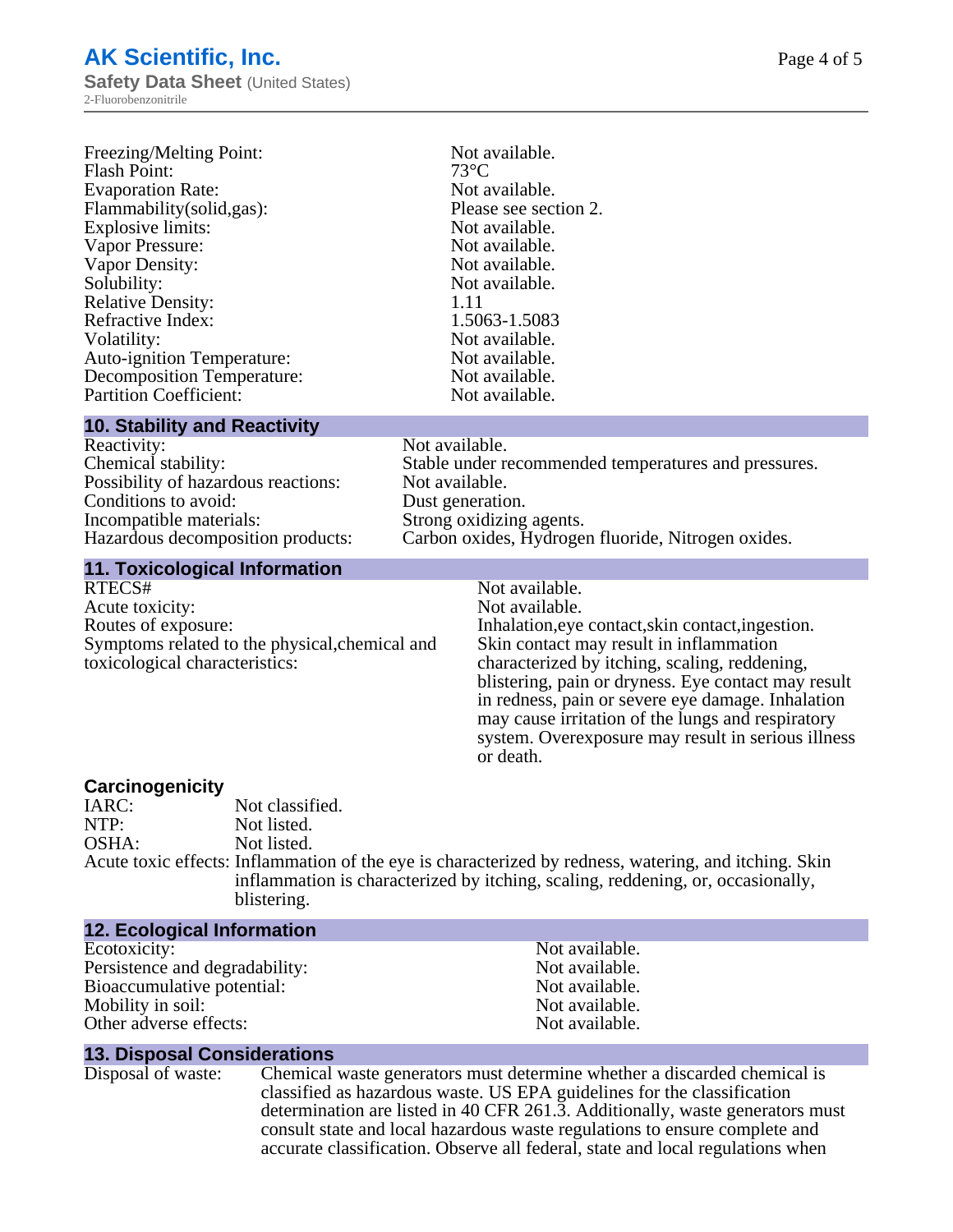| | |
|---|---|
| Freezing/Melting Point: | Not available. |
| Flash Point: | 73°C |
| Evaporation Rate: | Not available. |
| Flammability(solid,gas): | Please see section 2. |
| Explosive limits: | Not available. |
| Vapor Pressure: | Not available. |
| Vapor Density: | Not available. |
| Solubility: | Not available. |
| Relative Density: | 1.11 |
| Refractive Index: | 1.5063-1.5083 |
| Volatility: | Not available. |
| Auto-ignition Temperature: | Not available. |
| Decomposition Temperature: | Not available. |
| Partition Coefficient: | Not available. |

## 10. Stability and Reactivity

| | |
|---|---|
| Reactivity: | Not available. |
| Chemical stability: | Stable under recommended temperatures and pressures. |
| Possibility of hazardous reactions: | Not available. |
| Conditions to avoid: | Dust generation. |
| Incompatible materials: | Strong oxidizing agents. |
| Hazardous decomposition products: | Carbon oxides, Hydrogen fluoride, Nitrogen oxides. |

## 11. Toxicological Information

| | |
|---|---|
| RTECS# | Not available. |
| Acute toxicity: | Not available. |
| Routes of exposure: | Inhalation,eye contact,skin contact,ingestion. |
| Symptoms related to the physical,chemical and toxicological characteristics: | Skin contact may result in inflammation characterized by itching, scaling, reddening, blistering, pain or dryness. Eye contact may result in redness, pain or severe eye damage. Inhalation may cause irritation of the lungs and respiratory system. Overexposure may result in serious illness or death. |

### Carcinogenicity

| | |
|---|---|
| IARC: | Not classified. |
| NTP: | Not listed. |
| OSHA: | Not listed. |
| Acute toxic effects: | Inflammation of the eye is characterized by redness, watering, and itching. Skin inflammation is characterized by itching, scaling, reddening, or, occasionally, blistering. |

## 12. Ecological Information

| | |
|---|---|
| Ecotoxicity: | Not available. |
| Persistence and degradability: | Not available. |
| Bioaccumulative potential: | Not available. |
| Mobility in soil: | Not available. |
| Other adverse effects: | Not available. |

## 13. Disposal Considerations

Disposal of waste: Chemical waste generators must determine whether a discarded chemical is classified as hazardous waste. US EPA guidelines for the classification determination are listed in 40 CFR 261.3. Additionally, waste generators must consult state and local hazardous waste regulations to ensure complete and accurate classification. Observe all federal, state and local regulations when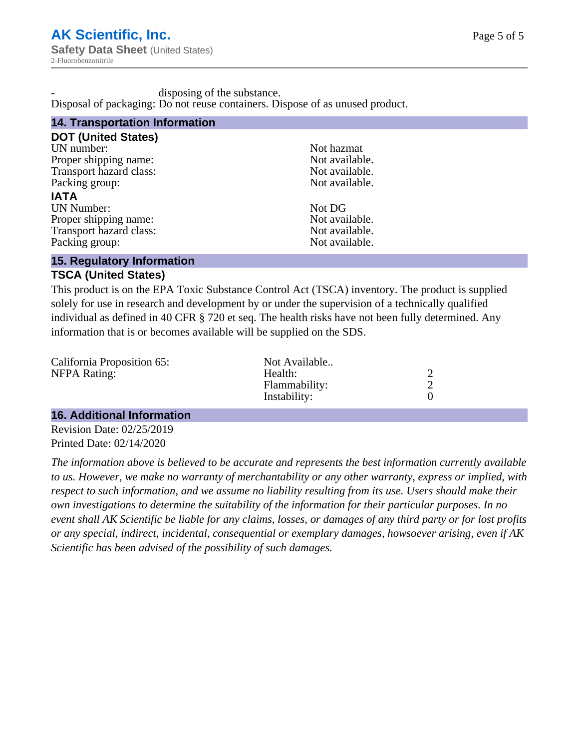- disposing of the substance.

Disposal of packaging: Do not reuse containers. Dispose of as unused product.

## 14. Transportation Information

### DOT (United States)

| | |
|---|---|
| UN number: | Not hazmat |
| Proper shipping name: | Not available. |
| Transport hazard class: | Not available. |
| Packing group: | Not available. |

### IATA

| | |
|---|---|
| UN Number: | Not DG |
| Proper shipping name: | Not available. |
| Transport hazard class: | Not available. |
| Packing group: | Not available. |

## 15. Regulatory Information

### TSCA (United States)

This product is on the EPA Toxic Substance Control Act (TSCA) inventory. The product is supplied solely for use in research and development by or under the supervision of a technically qualified individual as defined in 40 CFR § 720 et seq. The health risks have not been fully determined. Any information that is or becomes available will be supplied on the SDS.

| | | |
|---|---|---|
| California Proposition 65: | Not Available.. | |
| NFPA Rating: | Health: | 2 |
| | Flammability: | 2 |
| | Instability: | 0 |

## 16. Additional Information

Revision Date: 02/25/2019

Printed Date: 02/14/2020

*The information above is believed to be accurate and represents the best information currently available to us. However, we make no warranty of merchantability or any other warranty, express or implied, with respect to such information, and we assume no liability resulting from its use. Users should make their own investigations to determine the suitability of the information for their particular purposes. In no event shall AK Scientific be liable for any claims, losses, or damages of any third party or for lost profits or any special, indirect, incidental, consequential or exemplary damages, howsoever arising, even if AK Scientific has been advised of the possibility of such damages.*